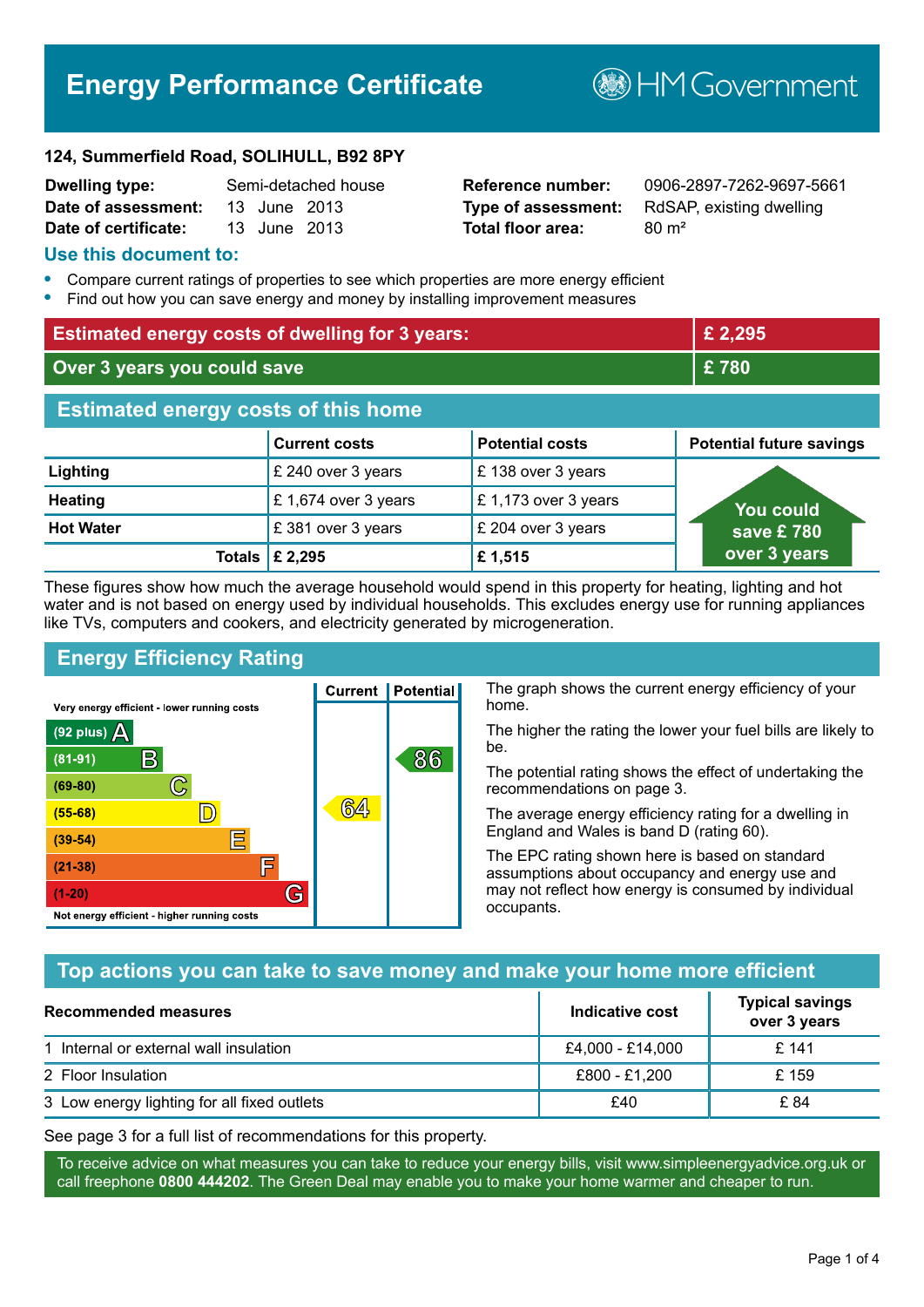# Energy Performance Certificate

HM Government

**124, Summerfield Road, SOLIHULL, B92 8PY**

| | | | |
|---|---|---|---|
| **Dwelling type:** | Semi-detached house | **Reference number:** | 0906-2897-7262-9697-5661 |
| **Date of assessment:** | 13 June 2013 | **Type of assessment:** | RdSAP, existing dwelling |
| **Date of certificate:** | 13 June 2013 | **Total floor area:** | 80 m² |

## Use this document to:

- Compare current ratings of properties to see which properties are more energy efficient
- Find out how you can save energy and money by installing improvement measures

| | |
|---|---|
| **Estimated energy costs of dwelling for 3 years:** | **£ 2,295** |
| **Over 3 years you could save** | **£ 780** |

## Estimated energy costs of this home

| | Current costs | Potential costs | Potential future savings |
|---|---|---|---|
| **Lighting** | £ 240 over 3 years | £ 138 over 3 years | You could save £ 780 over 3 years |
| **Heating** | £ 1,674 over 3 years | £ 1,173 over 3 years | |
| **Hot Water** | £ 381 over 3 years | £ 204 over 3 years | |
| **Totals** | **£ 2,295** | **£ 1,515** | |

These figures show how much the average household would spend in this property for heating, lighting and hot water and is not based on energy used by individual households. This excludes energy use for running appliances like TVs, computers and cookers, and electricity generated by microgeneration.

## Energy Efficiency Rating

| Rating | Current | Potential |
|---|---|---|
| Very energy efficient - lower running costs | | |
| (92 plus) A | | |
| (81-91) B | | 86 |
| (69-80) C | | |
| (55-68) D | 64 | |
| (39-54) E | | |
| (21-38) F | | |
| (1-20) G | | |
| Not energy efficient - higher running costs | | |

The graph shows the current energy efficiency of your home.

The higher the rating the lower your fuel bills are likely to be.

The potential rating shows the effect of undertaking the recommendations on page 3.

The average energy efficiency rating for a dwelling in England and Wales is band D (rating 60).

The EPC rating shown here is based on standard assumptions about occupancy and energy use and may not reflect how energy is consumed by individual occupants.

## Top actions you can take to save money and make your home more efficient

| Recommended measures | Indicative cost | Typical savings over 3 years |
|---|---|---|
| 1 Internal or external wall insulation | £4,000 - £14,000 | £ 141 |
| 2 Floor Insulation | £800 - £1,200 | £ 159 |
| 3 Low energy lighting for all fixed outlets | £40 | £ 84 |

See page 3 for a full list of recommendations for this property.

To receive advice on what measures you can take to reduce your energy bills, visit www.simpleenergyadvice.org.uk or call freephone **0800 444202**. The Green Deal may enable you to make your home warmer and cheaper to run.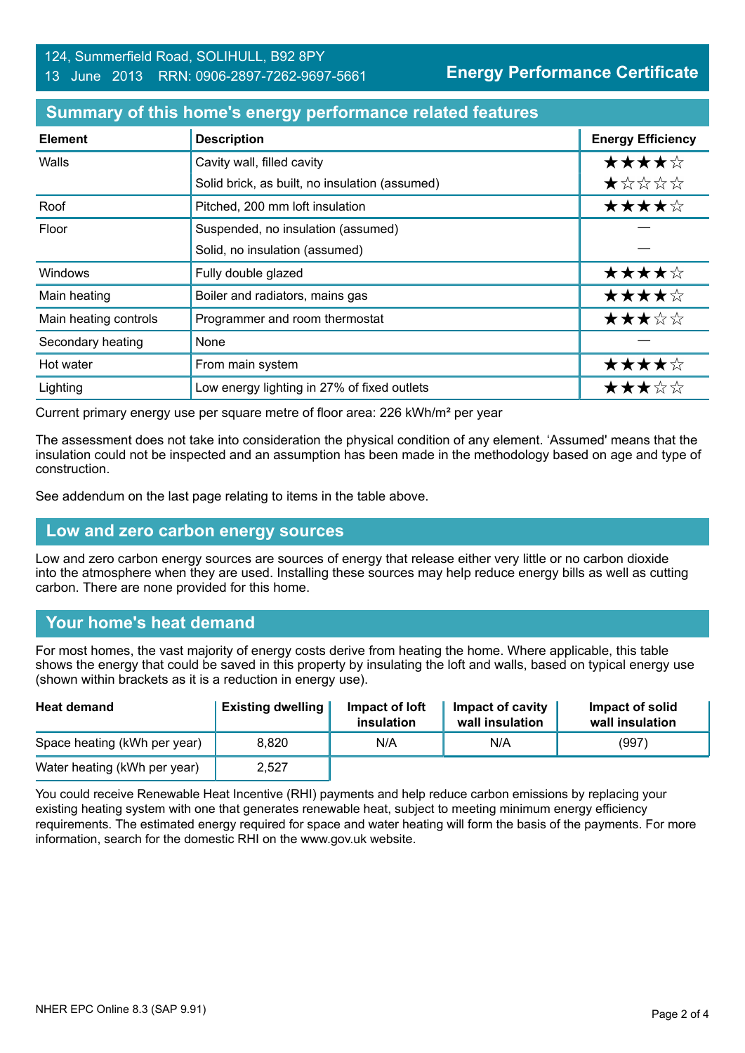124, Summerfield Road, SOLIHULL, B92 8PY
13 June 2013 RRN: 0906-2897-7262-9697-5661

**Energy Performance Certificate**

## Summary of this home's energy performance related features

| Element | Description | Energy Efficiency |
|---|---|---|
| Walls | Cavity wall, filled cavity | ★★★★☆ |
| | Solid brick, as built, no insulation (assumed) | ★☆☆☆☆ |
| Roof | Pitched, 200 mm loft insulation | ★★★★☆ |
| Floor | Suspended, no insulation (assumed) | — |
| | Solid, no insulation (assumed) | — |
| Windows | Fully double glazed | ★★★★☆ |
| Main heating | Boiler and radiators, mains gas | ★★★★☆ |
| Main heating controls | Programmer and room thermostat | ★★★☆☆ |
| Secondary heating | None | — |
| Hot water | From main system | ★★★★☆ |
| Lighting | Low energy lighting in 27% of fixed outlets | ★★★☆☆ |

Current primary energy use per square metre of floor area: 226 kWh/m² per year

The assessment does not take into consideration the physical condition of any element. 'Assumed' means that the insulation could not be inspected and an assumption has been made in the methodology based on age and type of construction.

See addendum on the last page relating to items in the table above.

## Low and zero carbon energy sources

Low and zero carbon energy sources are sources of energy that release either very little or no carbon dioxide into the atmosphere when they are used. Installing these sources may help reduce energy bills as well as cutting carbon. There are none provided for this home.

## Your home's heat demand

For most homes, the vast majority of energy costs derive from heating the home. Where applicable, this table shows the energy that could be saved in this property by insulating the loft and walls, based on typical energy use (shown within brackets as it is a reduction in energy use).

| Heat demand | Existing dwelling | Impact of loft insulation | Impact of cavity wall insulation | Impact of solid wall insulation |
|---|---|---|---|---|
| Space heating (kWh per year) | 8,820 | N/A | N/A | (997) |
| Water heating (kWh per year) | 2,527 | | | |

You could receive Renewable Heat Incentive (RHI) payments and help reduce carbon emissions by replacing your existing heating system with one that generates renewable heat, subject to meeting minimum energy efficiency requirements. The estimated energy required for space and water heating will form the basis of the payments. For more information, search for the domestic RHI on the www.gov.uk website.

NHER EPC Online 8.3 (SAP 9.91)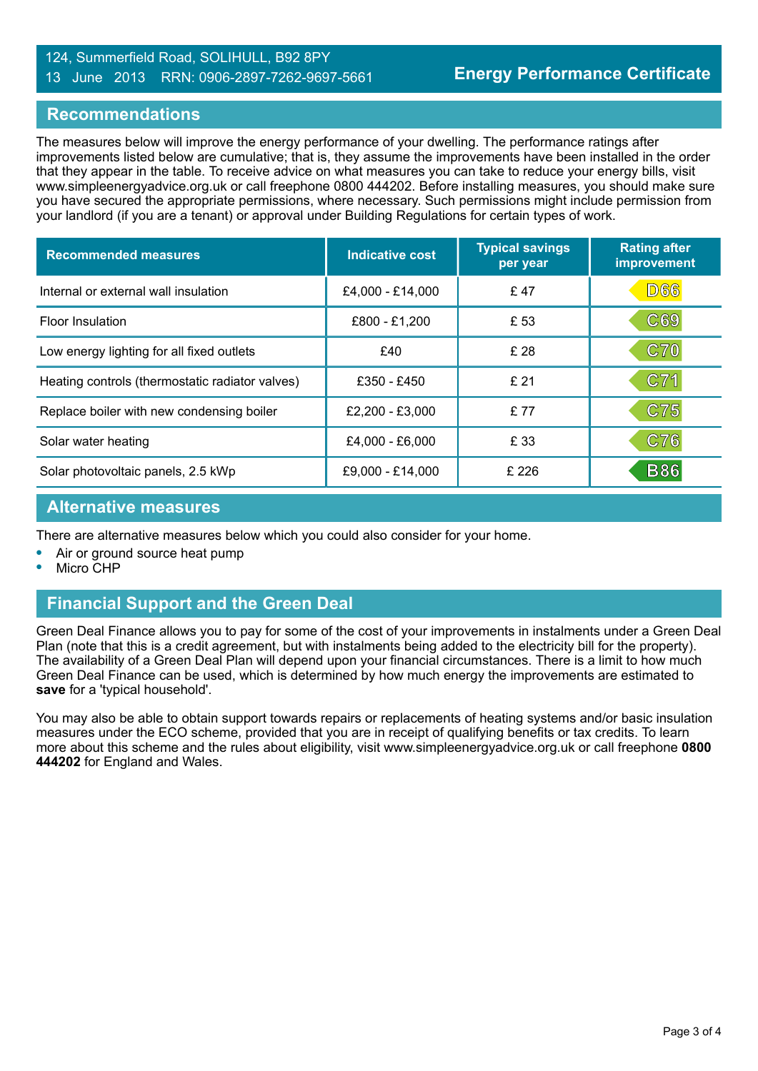## Recommendations

The measures below will improve the energy performance of your dwelling. The performance ratings after improvements listed below are cumulative; that is, they assume the improvements have been installed in the order that they appear in the table. To receive advice on what measures you can take to reduce your energy bills, visit www.simpleenergyadvice.org.uk or call freephone 0800 444202. Before installing measures, you should make sure you have secured the appropriate permissions, where necessary. Such permissions might include permission from your landlord (if you are a tenant) or approval under Building Regulations for certain types of work.

| Recommended measures | Indicative cost | Typical savings per year | Rating after improvement |
|---|---|---|---|
| Internal or external wall insulation | £4,000 - £14,000 | £ 47 | D66 |
| Floor Insulation | £800 - £1,200 | £ 53 | C69 |
| Low energy lighting for all fixed outlets | £40 | £ 28 | C70 |
| Heating controls (thermostatic radiator valves) | £350 - £450 | £ 21 | C71 |
| Replace boiler with new condensing boiler | £2,200 - £3,000 | £ 77 | C75 |
| Solar water heating | £4,000 - £6,000 | £ 33 | C76 |
| Solar photovoltaic panels, 2.5 kWp | £9,000 - £14,000 | £ 226 | B86 |

## Alternative measures

There are alternative measures below which you could also consider for your home.

- Air or ground source heat pump
- Micro CHP

## Financial Support and the Green Deal

Green Deal Finance allows you to pay for some of the cost of your improvements in instalments under a Green Deal Plan (note that this is a credit agreement, but with instalments being added to the electricity bill for the property). The availability of a Green Deal Plan will depend upon your financial circumstances. There is a limit to how much Green Deal Finance can be used, which is determined by how much energy the improvements are estimated to **save** for a 'typical household'.

You may also be able to obtain support towards repairs or replacements of heating systems and/or basic insulation measures under the ECO scheme, provided that you are in receipt of qualifying benefits or tax credits. To learn more about this scheme and the rules about eligibility, visit www.simpleenergyadvice.org.uk or call freephone **0800 444202** for England and Wales.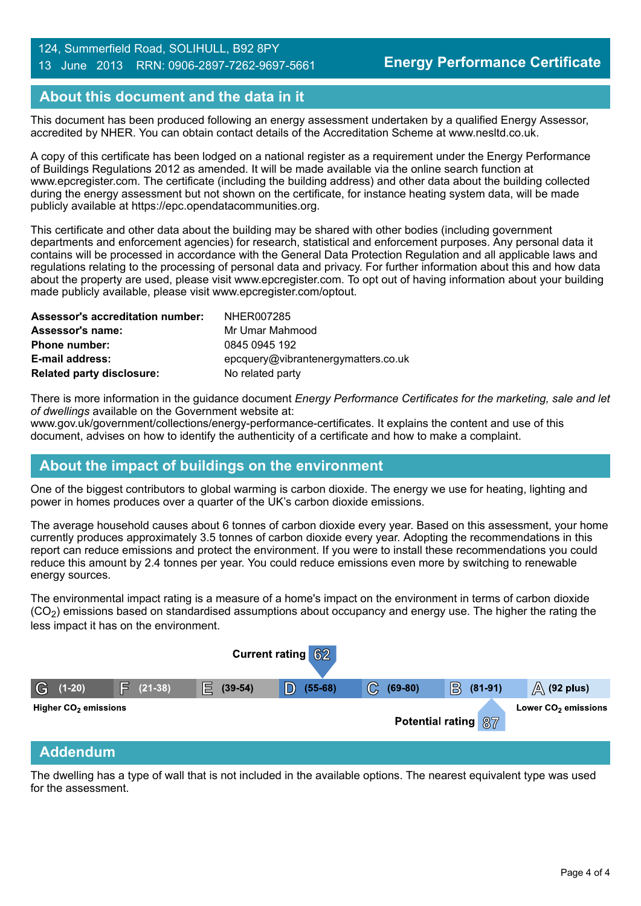124, Summerfield Road, SOLIHULL, B92 8PY
13 June 2013 RRN: 0906-2897-7262-9697-5661

**Energy Performance Certificate**

## About this document and the data in it

This document has been produced following an energy assessment undertaken by a qualified Energy Assessor, accredited by NHER. You can obtain contact details of the Accreditation Scheme at www.nesltd.co.uk.

A copy of this certificate has been lodged on a national register as a requirement under the Energy Performance of Buildings Regulations 2012 as amended. It will be made available via the online search function at www.epcregister.com. The certificate (including the building address) and other data about the building collected during the energy assessment but not shown on the certificate, for instance heating system data, will be made publicly available at https://epc.opendatacommunities.org.

This certificate and other data about the building may be shared with other bodies (including government departments and enforcement agencies) for research, statistical and enforcement purposes. Any personal data it contains will be processed in accordance with the General Data Protection Regulation and all applicable laws and regulations relating to the processing of personal data and privacy. For further information about this and how data about the property are used, please visit www.epcregister.com. To opt out of having information about your building made publicly available, please visit www.epcregister.com/optout.

| | |
|---|---|
| **Assessor's accreditation number:** | NHER007285 |
| **Assessor's name:** | Mr Umar Mahmood |
| **Phone number:** | 0845 0945 192 |
| **E-mail address:** | epcquery@vibrantenergymatters.co.uk |
| **Related party disclosure:** | No related party |

There is more information in the guidance document *Energy Performance Certificates for the marketing, sale and let of dwellings* available on the Government website at: www.gov.uk/government/collections/energy-performance-certificates. It explains the content and use of this document, advises on how to identify the authenticity of a certificate and how to make a complaint.

## About the impact of buildings on the environment

One of the biggest contributors to global warming is carbon dioxide. The energy we use for heating, lighting and power in homes produces over a quarter of the UK's carbon dioxide emissions.

The average household causes about 6 tonnes of carbon dioxide every year. Based on this assessment, your home currently produces approximately 3.5 tonnes of carbon dioxide every year. Adopting the recommendations in this report can reduce emissions and protect the environment. If you were to install these recommendations you could reduce this amount by 2.4 tonnes per year. You could reduce emissions even more by switching to renewable energy sources.

The environmental impact rating is a measure of a home's impact on the environment in terms of carbon dioxide ($CO_2$) emissions based on standardised assumptions about occupancy and energy use. The higher the rating the less impact it has on the environment.

Current rating 62

G (1-20) F (21-38) E (39-54) D (55-68) C (69-80) B (81-91) A (92 plus)

Higher $CO_2$ emissions

Lower $CO_2$ emissions

Potential rating 87

## Addendum

The dwelling has a type of wall that is not included in the available options. The nearest equivalent type was used for the assessment.